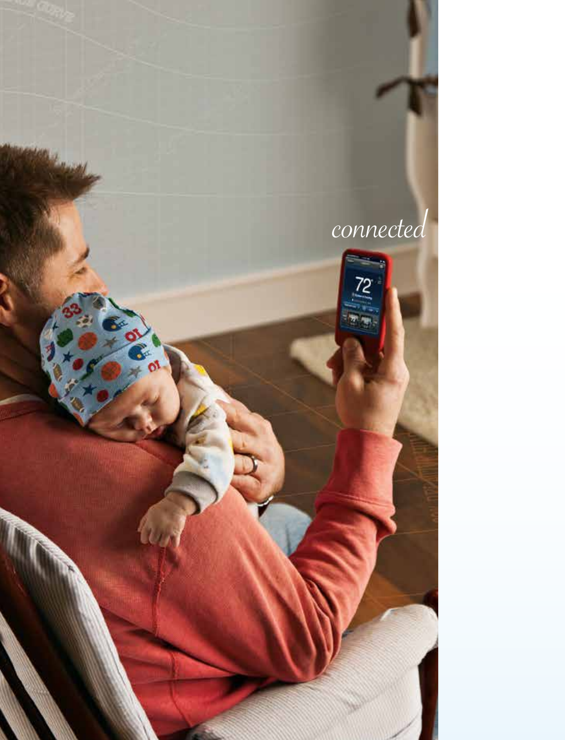*connected*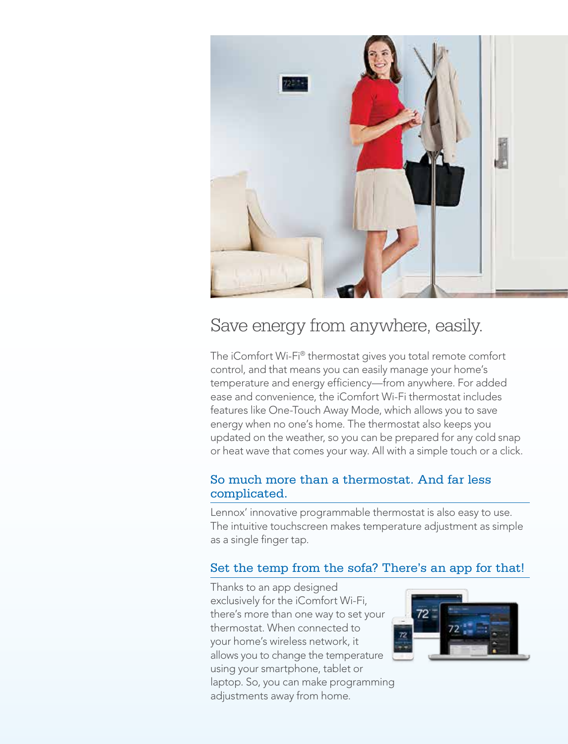# Save energy from anywhere, easily.

The iComfort Wi-Fi® thermostat gives you total remote comfort control, and that means you can easily manage your home's temperature and energy efficiency—from anywhere. For added ease and convenience, the iComfort Wi-Fi thermostat includes features like One-Touch Away Mode, which allows you to save energy when no one's home. The thermostat also keeps you updated on the weather, so you can be prepared for any cold snap or heat wave that comes your way. All with a simple touch or a click.

## So much more than a thermostat. And far less complicated.

Lennox' innovative programmable thermostat is also easy to use. The intuitive touchscreen makes temperature adjustment as simple as a single finger tap.

## Set the temp from the sofa? There's an app for that!

Thanks to an app designed exclusively for the iComfort Wi-Fi, there's more than one way to set your thermostat. When connected to your home's wireless network, it allows you to change the temperature using your smartphone, tablet or laptop. So, you can make programming adjustments away from home.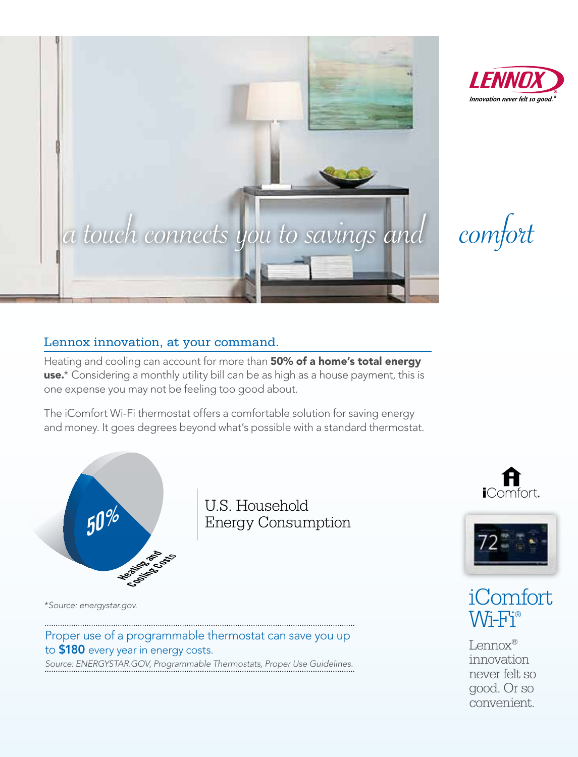*a touch connects you to savings and comfort*

## Lennox innovation, at your command.

Heating and cooling can account for more than **50% of a home's total energy use.*** Considering a monthly utility bill can be as high as a house payment, this is one expense you may not be feeling too good about.

The iComfort Wi-Fi thermostat offers a comfortable solution for saving energy and money. It goes degrees beyond what's possible with a standard thermostat.

50%

Heating and Cooling Costs

U.S. Household Energy Consumption

*\*Source: energystar.gov.*

Proper use of a programmable thermostat can save you up to **$180** every year in energy costs.

*Source: ENERGYSTAR.GOV, Programmable Thermostats, Proper Use Guidelines.*

## iComfort Wi-Fi®

Lennox® innovation never felt so good. Or so convenient.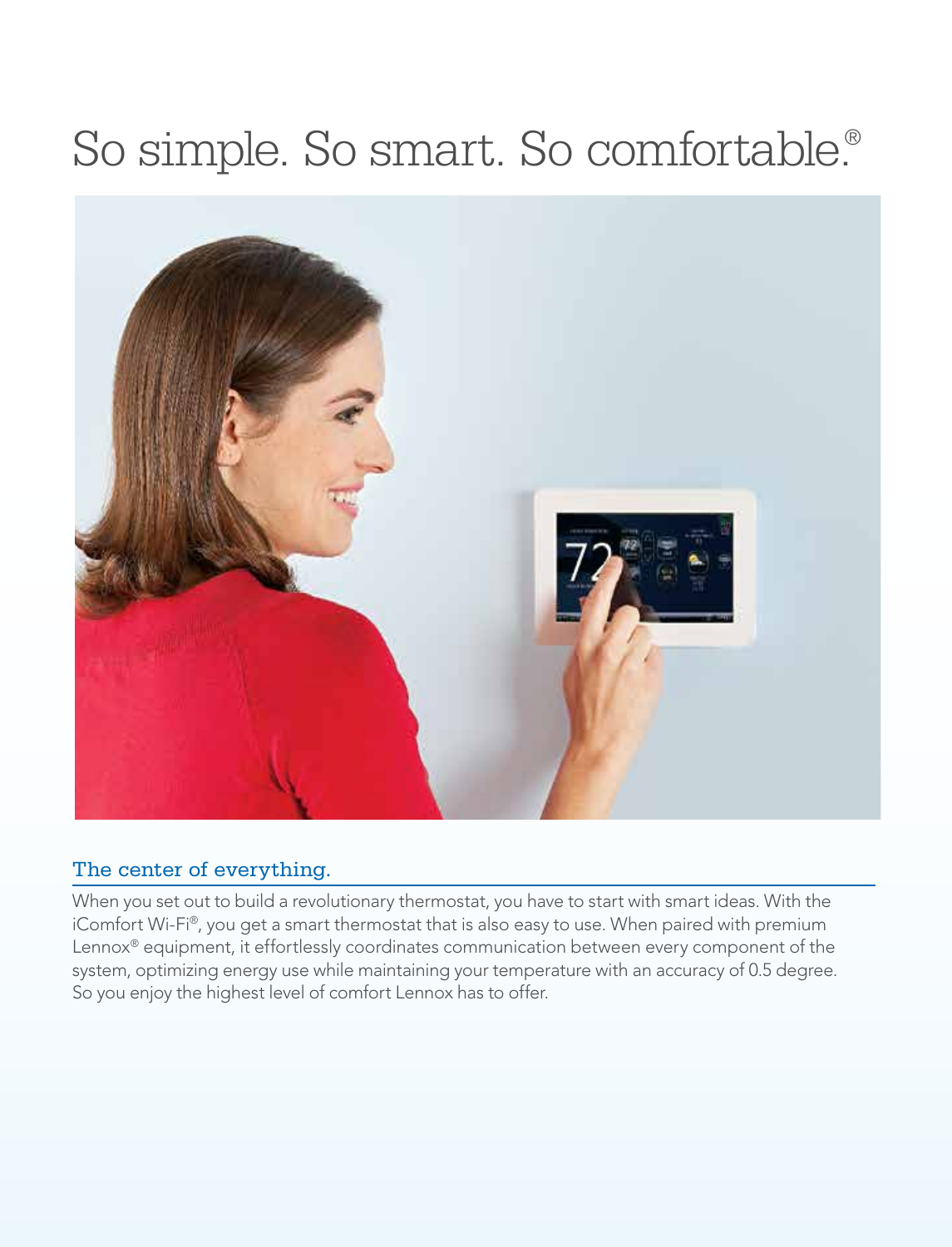# So simple. So smart. So comfortable.®

## The center of everything.

When you set out to build a revolutionary thermostat, you have to start with smart ideas. With the iComfort Wi-Fi®, you get a smart thermostat that is also easy to use. When paired with premium Lennox® equipment, it effortlessly coordinates communication between every component of the system, optimizing energy use while maintaining your temperature with an accuracy of 0.5 degree. So you enjoy the highest level of comfort Lennox has to offer.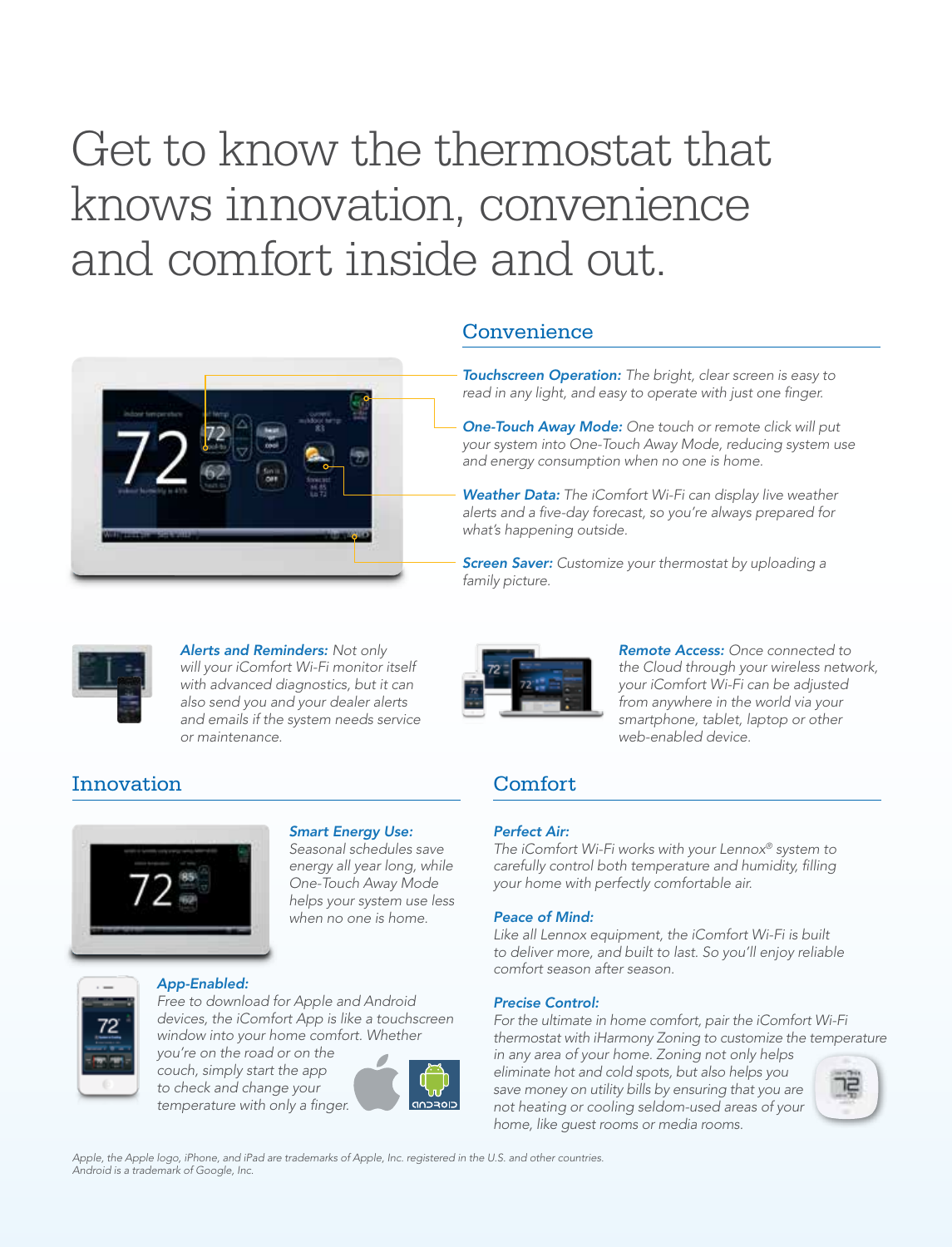# Get to know the thermostat that knows innovation, convenience and comfort inside and out.

## Convenience

***Touchscreen Operation:*** *The bright, clear screen is easy to read in any light, and easy to operate with just one finger.*

***One-Touch Away Mode:*** *One touch or remote click will put your system into One-Touch Away Mode, reducing system use and energy consumption when no one is home.*

***Weather Data:*** *The iComfort Wi-Fi can display live weather alerts and a five-day forecast, so you're always prepared for what's happening outside.*

***Screen Saver:*** *Customize your thermostat by uploading a family picture.*

***Alerts and Reminders:*** *Not only will your iComfort Wi-Fi monitor itself with advanced diagnostics, but it can also send you and your dealer alerts and emails if the system needs service or maintenance.*

***Remote Access:*** *Once connected to the Cloud through your wireless network, your iComfort Wi-Fi can be adjusted from anywhere in the world via your smartphone, tablet, laptop or other web-enabled device.*

## Innovation

***Smart Energy Use:***
*Seasonal schedules save energy all year long, while One-Touch Away Mode helps your system use less when no one is home.*

***App-Enabled:***
*Free to download for Apple and Android devices, the iComfort App is like a touchscreen window into your home comfort. Whether you're on the road or on the couch, simply start the app to check and change your temperature with only a finger.*

## Comfort

***Perfect Air:***
*The iComfort Wi-Fi works with your Lennox® system to carefully control both temperature and humidity, filling your home with perfectly comfortable air.*

***Peace of Mind:***
*Like all Lennox equipment, the iComfort Wi-Fi is built to deliver more, and built to last. So you'll enjoy reliable comfort season after season.*

***Precise Control:***
*For the ultimate in home comfort, pair the iComfort Wi-Fi thermostat with iHarmony Zoning to customize the temperature in any area of your home. Zoning not only helps eliminate hot and cold spots, but also helps you save money on utility bills by ensuring that you are not heating or cooling seldom-used areas of your home, like guest rooms or media rooms.*

*Apple, the Apple logo, iPhone, and iPad are trademarks of Apple, Inc. registered in the U.S. and other countries.*
*Android is a trademark of Google, Inc.*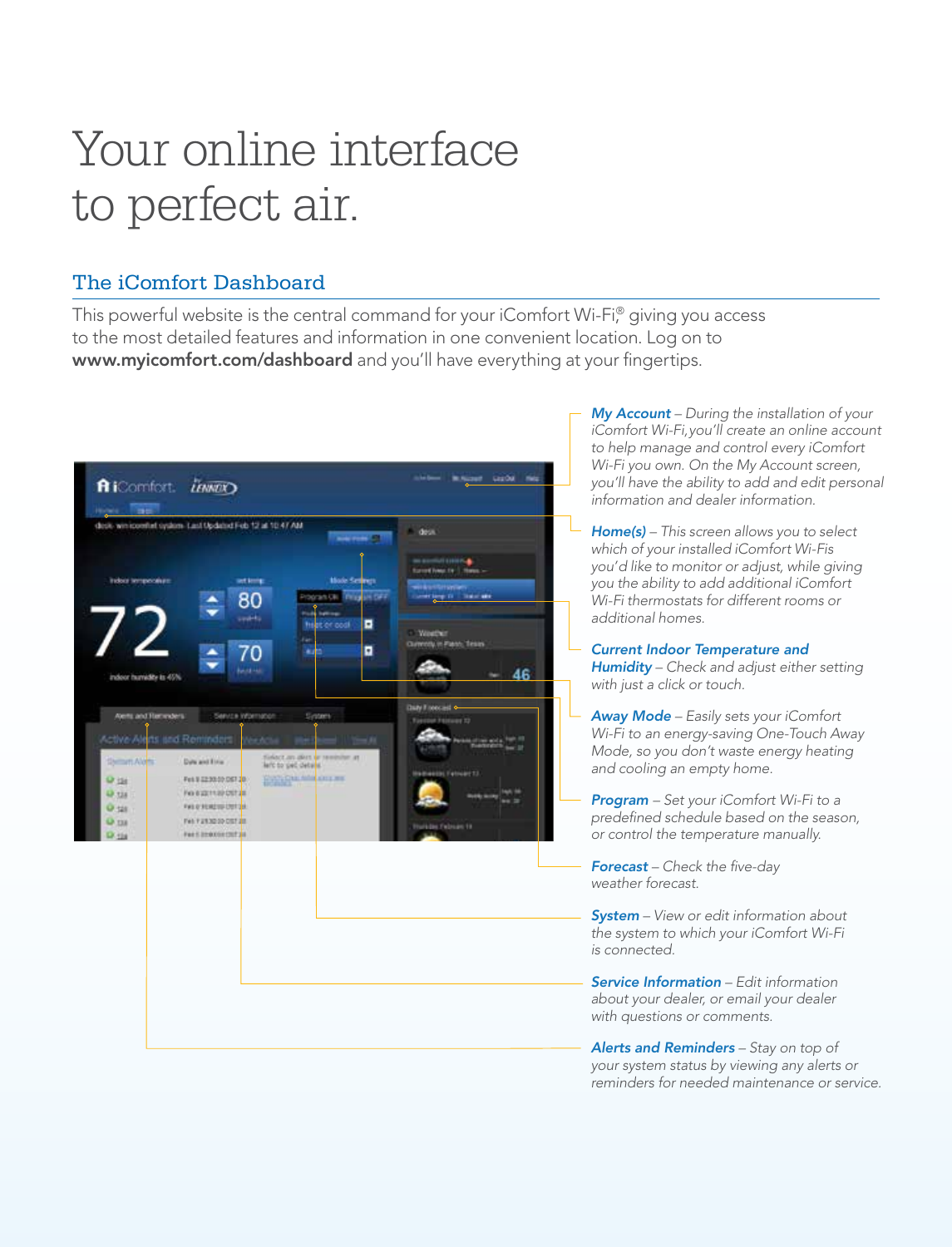# Your online interface to perfect air.

## The iComfort Dashboard

This powerful website is the central command for your iComfort Wi-Fi,® giving you access to the most detailed features and information in one convenient location. Log on to **www.myicomfort.com/dashboard** and you'll have everything at your fingertips.

***My Account*** – *During the installation of your iComfort Wi-Fi, you'll create an online account to help manage and control every iComfort Wi-Fi you own. On the My Account screen, you'll have the ability to add and edit personal information and dealer information.*

***Home(s)*** – *This screen allows you to select which of your installed iComfort Wi-Fis you'd like to monitor or adjust, while giving you the ability to add additional iComfort Wi-Fi thermostats for different rooms or additional homes.*

***Current Indoor Temperature and Humidity*** – *Check and adjust either setting with just a click or touch.*

***Away Mode*** – *Easily sets your iComfort Wi-Fi to an energy-saving One-Touch Away Mode, so you don't waste energy heating and cooling an empty home.*

***Program*** – *Set your iComfort Wi-Fi to a predefined schedule based on the season, or control the temperature manually.*

***Forecast*** – *Check the five-day weather forecast.*

***System*** – *View or edit information about the system to which your iComfort Wi-Fi is connected.*

***Service Information*** – *Edit information about your dealer, or email your dealer with questions or comments.*

***Alerts and Reminders*** – *Stay on top of your system status by viewing any alerts or reminders for needed maintenance or service.*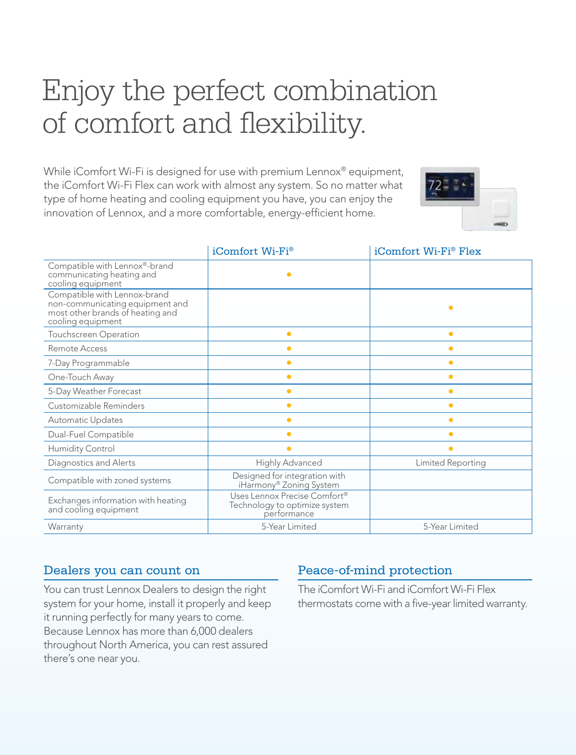# Enjoy the perfect combination of comfort and flexibility.

While iComfort Wi-Fi is designed for use with premium Lennox® equipment, the iComfort Wi-Fi Flex can work with almost any system. So no matter what type of home heating and cooling equipment you have, you can enjoy the innovation of Lennox, and a more comfortable, energy-efficient home.

| | iComfort Wi-Fi® | iComfort Wi-Fi® Flex |
|---|---|---|
| Compatible with Lennox®-brand communicating heating and cooling equipment | ● | |
| Compatible with Lennox-brand non-communicating equipment and most other brands of heating and cooling equipment | | ● |
| Touchscreen Operation | ● | ● |
| Remote Access | ● | ● |
| 7-Day Programmable | ● | ● |
| One-Touch Away | ● | ● |
| 5-Day Weather Forecast | ● | ● |
| Customizable Reminders | ● | ● |
| Automatic Updates | ● | ● |
| Dual-Fuel Compatible | ● | ● |
| Humidity Control | ● | ● |
| Diagnostics and Alerts | Highly Advanced | Limited Reporting |
| Compatible with zoned systems | Designed for integration with iHarmony® Zoning System | |
| Exchanges information with heating and cooling equipment | Uses Lennox Precise Comfort® Technology to optimize system performance | |
| Warranty | 5-Year Limited | 5-Year Limited |

## Dealers you can count on

You can trust Lennox Dealers to design the right system for your home, install it properly and keep it running perfectly for many years to come. Because Lennox has more than 6,000 dealers throughout North America, you can rest assured there's one near you.

## Peace-of-mind protection

The iComfort Wi-Fi and iComfort Wi-Fi Flex thermostats come with a five-year limited warranty.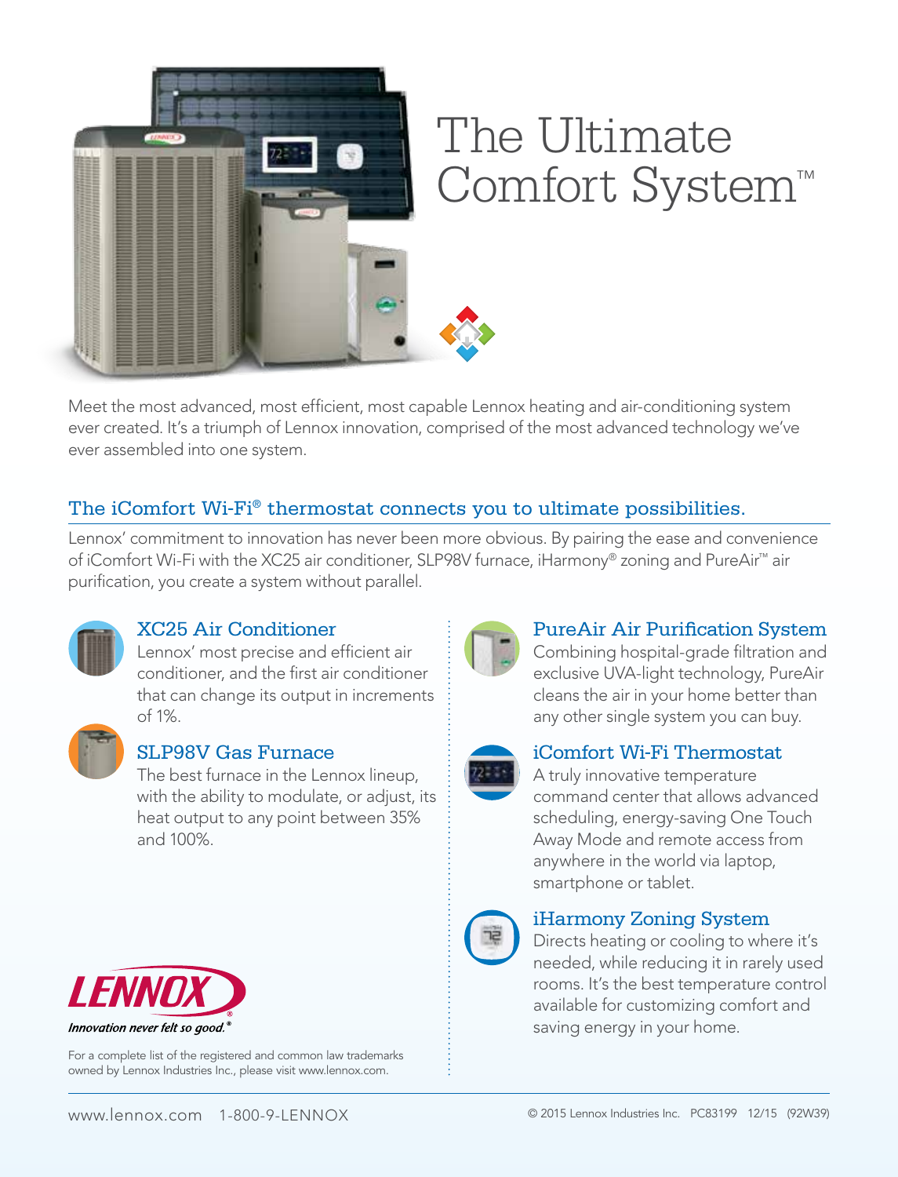# The Ultimate Comfort System™

Meet the most advanced, most efficient, most capable Lennox heating and air-conditioning system ever created. It's a triumph of Lennox innovation, comprised of the most advanced technology we've ever assembled into one system.

## The iComfort Wi-Fi® thermostat connects you to ultimate possibilities.

Lennox' commitment to innovation has never been more obvious. By pairing the ease and convenience of iComfort Wi-Fi with the XC25 air conditioner, SLP98V furnace, iHarmony® zoning and PureAir™ air purification, you create a system without parallel.

### XC25 Air Conditioner

Lennox' most precise and efficient air conditioner, and the first air conditioner that can change its output in increments of 1%.

### SLP98V Gas Furnace

The best furnace in the Lennox lineup, with the ability to modulate, or adjust, its heat output to any point between 35% and 100%.

### PureAir Air Purification System

Combining hospital-grade filtration and exclusive UVA-light technology, PureAir cleans the air in your home better than any other single system you can buy.

### iComfort Wi-Fi Thermostat

A truly innovative temperature command center that allows advanced scheduling, energy-saving One Touch Away Mode and remote access from anywhere in the world via laptop, smartphone or tablet.

### iHarmony Zoning System

Directs heating or cooling to where it's needed, while reducing it in rarely used rooms. It's the best temperature control available for customizing comfort and saving energy in your home.

LENNOX®

*Innovation never felt so good.*®

For a complete list of the registered and common law trademarks owned by Lennox Industries Inc., please visit www.lennox.com.

www.lennox.com 1-800-9-LENNOX

© 2015 Lennox Industries Inc. PC83199 12/15 (92W39)